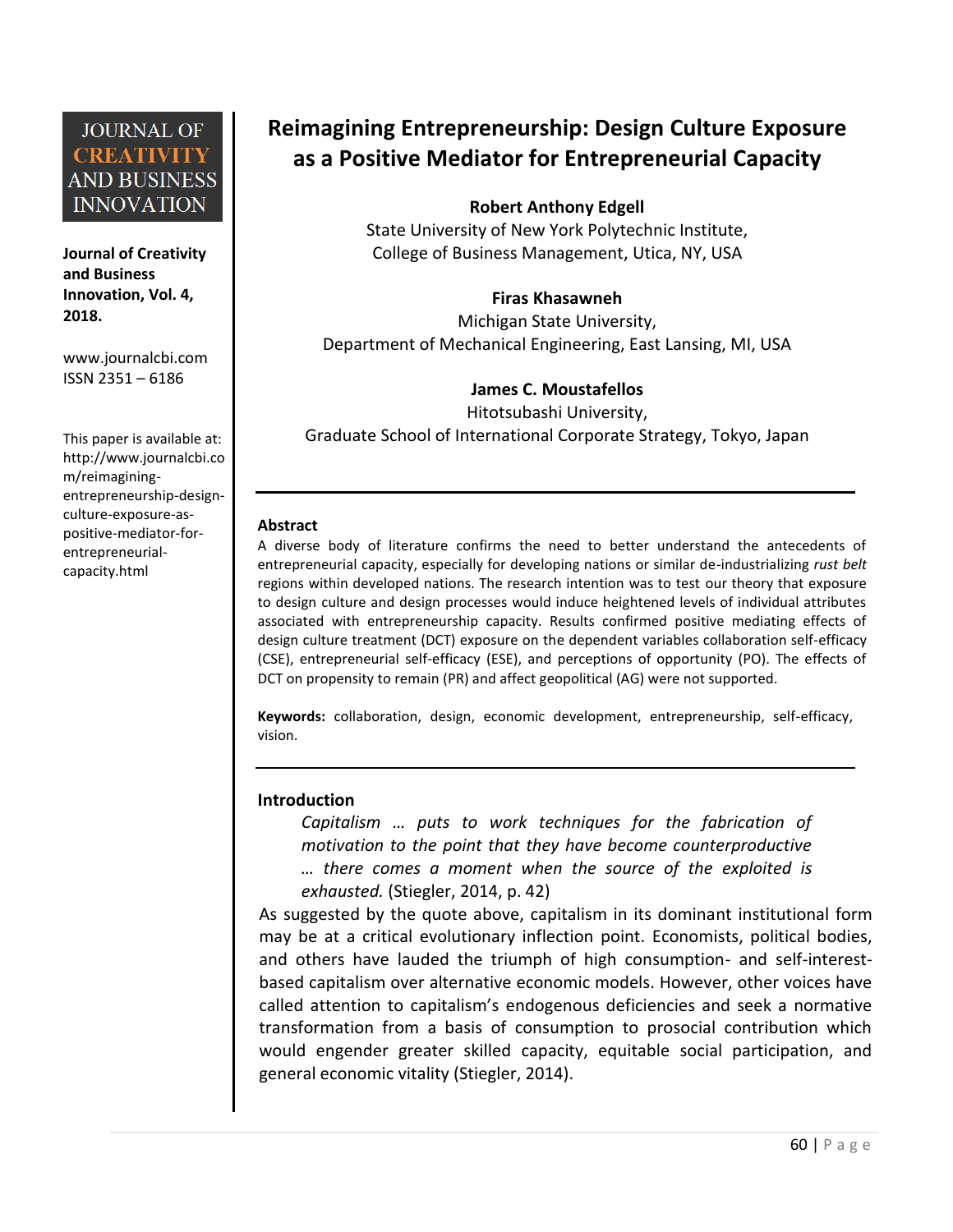JOURNAL OF CREATIVITY AND BUSINESS INNOVATION

**Journal of Creativity and Business Innovation, Vol. 4, 2018.**

www.journalcbi.com
ISSN 2351 – 6186

This paper is available at: http://www.journalcbi.com/reimagining-entrepreneurship-design-culture-exposure-as-positive-mediator-for-entrepreneurial-capacity.html

# Reimagining Entrepreneurship: Design Culture Exposure as a Positive Mediator for Entrepreneurial Capacity

**Robert Anthony Edgell**
State University of New York Polytechnic Institute,
College of Business Management, Utica, NY, USA

**Firas Khasawneh**
Michigan State University,
Department of Mechanical Engineering, East Lansing, MI, USA

**James C. Moustafellos**
Hitotsubashi University,
Graduate School of International Corporate Strategy, Tokyo, Japan

---

## Abstract

A diverse body of literature confirms the need to better understand the antecedents of entrepreneurial capacity, especially for developing nations or similar de-industrializing *rust belt* regions within developed nations. The research intention was to test our theory that exposure to design culture and design processes would induce heightened levels of individual attributes associated with entrepreneurship capacity. Results confirmed positive mediating effects of design culture treatment (DCT) exposure on the dependent variables collaboration self-efficacy (CSE), entrepreneurial self-efficacy (ESE), and perceptions of opportunity (PO). The effects of DCT on propensity to remain (PR) and affect geopolitical (AG) were not supported.

**Keywords:** collaboration, design, economic development, entrepreneurship, self-efficacy, vision.

---

## Introduction

> *Capitalism … puts to work techniques for the fabrication of motivation to the point that they have become counterproductive … there comes a moment when the source of the exploited is exhausted.* (Stiegler, 2014, p. 42)

As suggested by the quote above, capitalism in its dominant institutional form may be at a critical evolutionary inflection point. Economists, political bodies, and others have lauded the triumph of high consumption- and self-interest-based capitalism over alternative economic models. However, other voices have called attention to capitalism's endogenous deficiencies and seek a normative transformation from a basis of consumption to prosocial contribution which would engender greater skilled capacity, equitable social participation, and general economic vitality (Stiegler, 2014).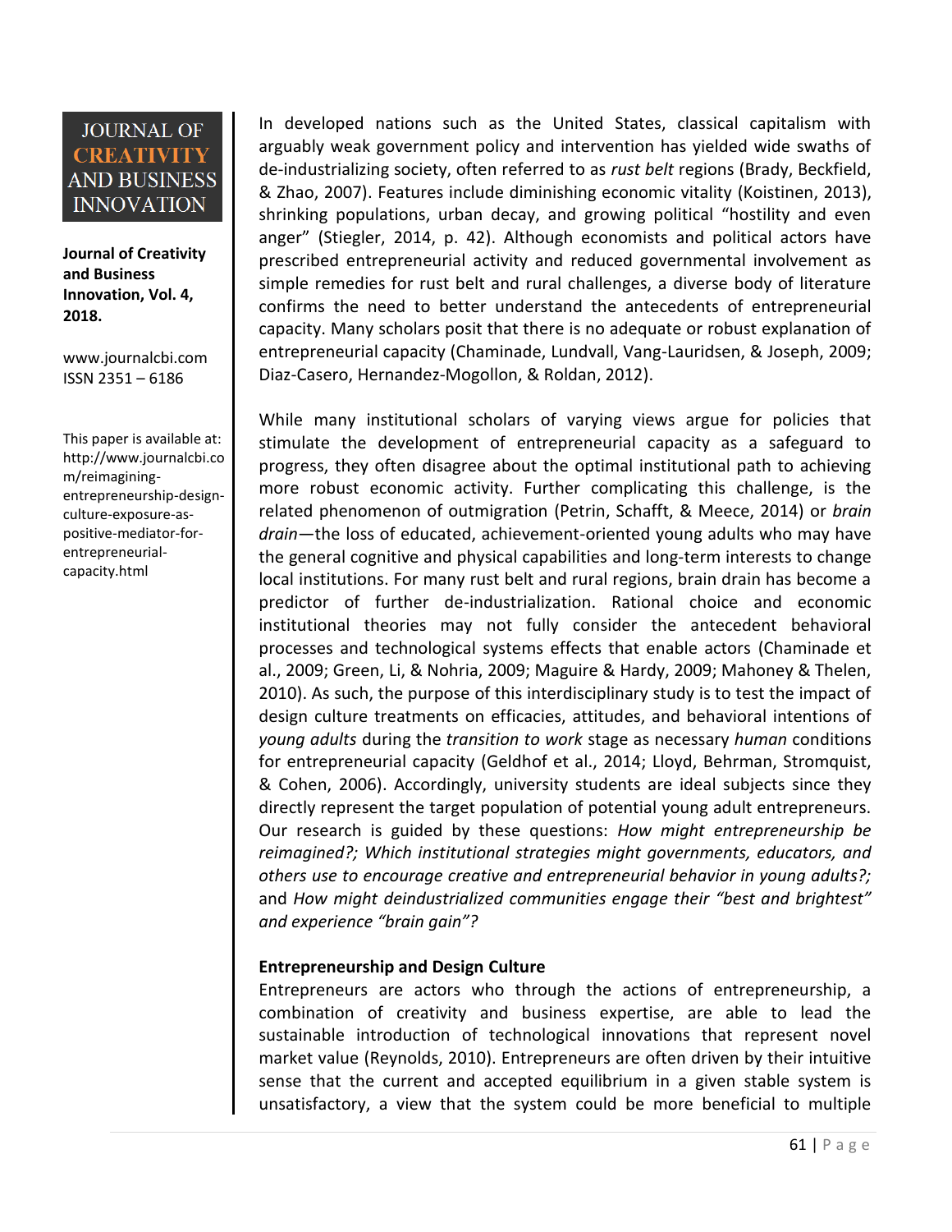In developed nations such as the United States, classical capitalism with arguably weak government policy and intervention has yielded wide swaths of de-industrializing society, often referred to as *rust belt* regions (Brady, Beckfield, & Zhao, 2007). Features include diminishing economic vitality (Koistinen, 2013), shrinking populations, urban decay, and growing political "hostility and even anger" (Stiegler, 2014, p. 42). Although economists and political actors have prescribed entrepreneurial activity and reduced governmental involvement as simple remedies for rust belt and rural challenges, a diverse body of literature confirms the need to better understand the antecedents of entrepreneurial capacity. Many scholars posit that there is no adequate or robust explanation of entrepreneurial capacity (Chaminade, Lundvall, Vang-Lauridsen, & Joseph, 2009; Diaz-Casero, Hernandez-Mogollon, & Roldan, 2012).

While many institutional scholars of varying views argue for policies that stimulate the development of entrepreneurial capacity as a safeguard to progress, they often disagree about the optimal institutional path to achieving more robust economic activity. Further complicating this challenge, is the related phenomenon of outmigration (Petrin, Schafft, & Meece, 2014) or *brain drain*—the loss of educated, achievement-oriented young adults who may have the general cognitive and physical capabilities and long-term interests to change local institutions. For many rust belt and rural regions, brain drain has become a predictor of further de-industrialization. Rational choice and economic institutional theories may not fully consider the antecedent behavioral processes and technological systems effects that enable actors (Chaminade et al., 2009; Green, Li, & Nohria, 2009; Maguire & Hardy, 2009; Mahoney & Thelen, 2010). As such, the purpose of this interdisciplinary study is to test the impact of design culture treatments on efficacies, attitudes, and behavioral intentions of *young adults* during the *transition to work* stage as necessary *human* conditions for entrepreneurial capacity (Geldhof et al., 2014; Lloyd, Behrman, Stromquist, & Cohen, 2006). Accordingly, university students are ideal subjects since they directly represent the target population of potential young adult entrepreneurs. Our research is guided by these questions: *How might entrepreneurship be reimagined?; Which institutional strategies might governments, educators, and others use to encourage creative and entrepreneurial behavior in young adults?;* and *How might deindustrialized communities engage their "best and brightest" and experience "brain gain"?*

**Entrepreneurship and Design Culture**

Entrepreneurs are actors who through the actions of entrepreneurship, a combination of creativity and business expertise, are able to lead the sustainable introduction of technological innovations that represent novel market value (Reynolds, 2010). Entrepreneurs are often driven by their intuitive sense that the current and accepted equilibrium in a given stable system is unsatisfactory, a view that the system could be more beneficial to multiple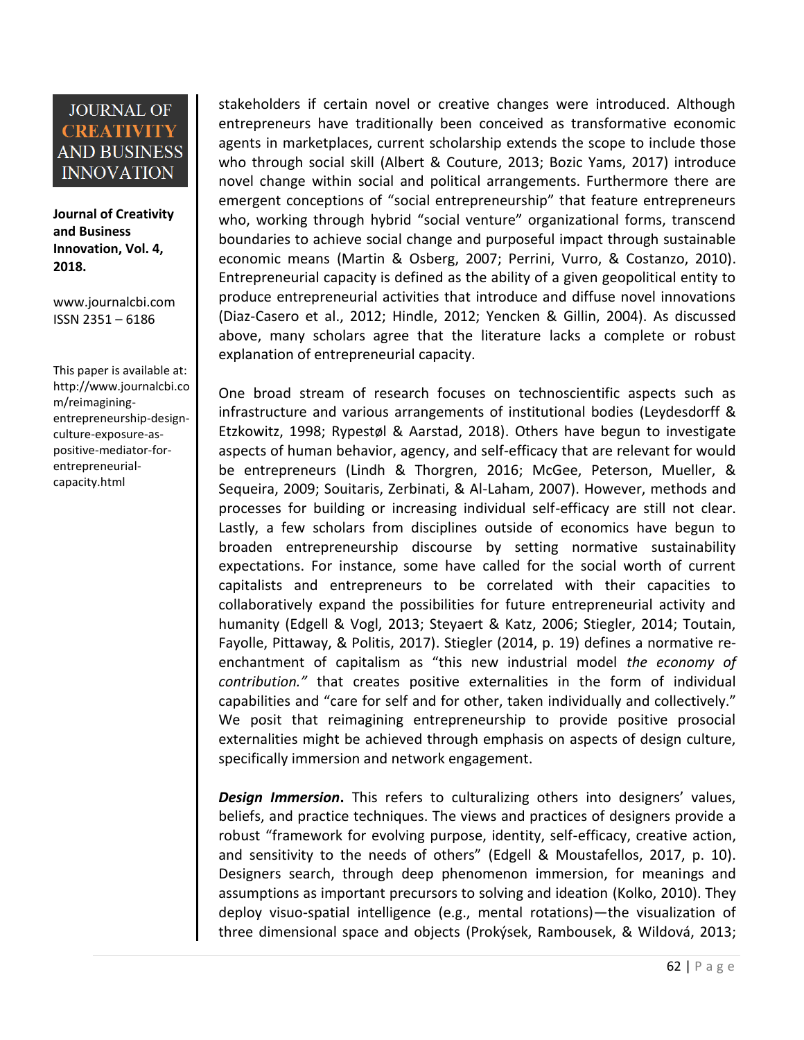stakeholders if certain novel or creative changes were introduced. Although entrepreneurs have traditionally been conceived as transformative economic agents in marketplaces, current scholarship extends the scope to include those who through social skill (Albert & Couture, 2013; Bozic Yams, 2017) introduce novel change within social and political arrangements. Furthermore there are emergent conceptions of "social entrepreneurship" that feature entrepreneurs who, working through hybrid "social venture" organizational forms, transcend boundaries to achieve social change and purposeful impact through sustainable economic means (Martin & Osberg, 2007; Perrini, Vurro, & Costanzo, 2010). Entrepreneurial capacity is defined as the ability of a given geopolitical entity to produce entrepreneurial activities that introduce and diffuse novel innovations (Diaz-Casero et al., 2012; Hindle, 2012; Yencken & Gillin, 2004). As discussed above, many scholars agree that the literature lacks a complete or robust explanation of entrepreneurial capacity.

One broad stream of research focuses on technoscientific aspects such as infrastructure and various arrangements of institutional bodies (Leydesdorff & Etzkowitz, 1998; Rypestøl & Aarstad, 2018). Others have begun to investigate aspects of human behavior, agency, and self-efficacy that are relevant for would be entrepreneurs (Lindh & Thorgren, 2016; McGee, Peterson, Mueller, & Sequeira, 2009; Souitaris, Zerbinati, & Al-Laham, 2007). However, methods and processes for building or increasing individual self-efficacy are still not clear. Lastly, a few scholars from disciplines outside of economics have begun to broaden entrepreneurship discourse by setting normative sustainability expectations. For instance, some have called for the social worth of current capitalists and entrepreneurs to be correlated with their capacities to collaboratively expand the possibilities for future entrepreneurial activity and humanity (Edgell & Vogl, 2013; Steyaert & Katz, 2006; Stiegler, 2014; Toutain, Fayolle, Pittaway, & Politis, 2017). Stiegler (2014, p. 19) defines a normative re-enchantment of capitalism as "this new industrial model *the economy of contribution."* that creates positive externalities in the form of individual capabilities and "care for self and for other, taken individually and collectively." We posit that reimagining entrepreneurship to provide positive prosocial externalities might be achieved through emphasis on aspects of design culture, specifically immersion and network engagement.

***Design Immersion*.** This refers to culturalizing others into designers' values, beliefs, and practice techniques. The views and practices of designers provide a robust "framework for evolving purpose, identity, self-efficacy, creative action, and sensitivity to the needs of others" (Edgell & Moustafellos, 2017, p. 10). Designers search, through deep phenomenon immersion, for meanings and assumptions as important precursors to solving and ideation (Kolko, 2010). They deploy visuo-spatial intelligence (e.g., mental rotations)—the visualization of three dimensional space and objects (Prokýsek, Rambousek, & Wildová, 2013;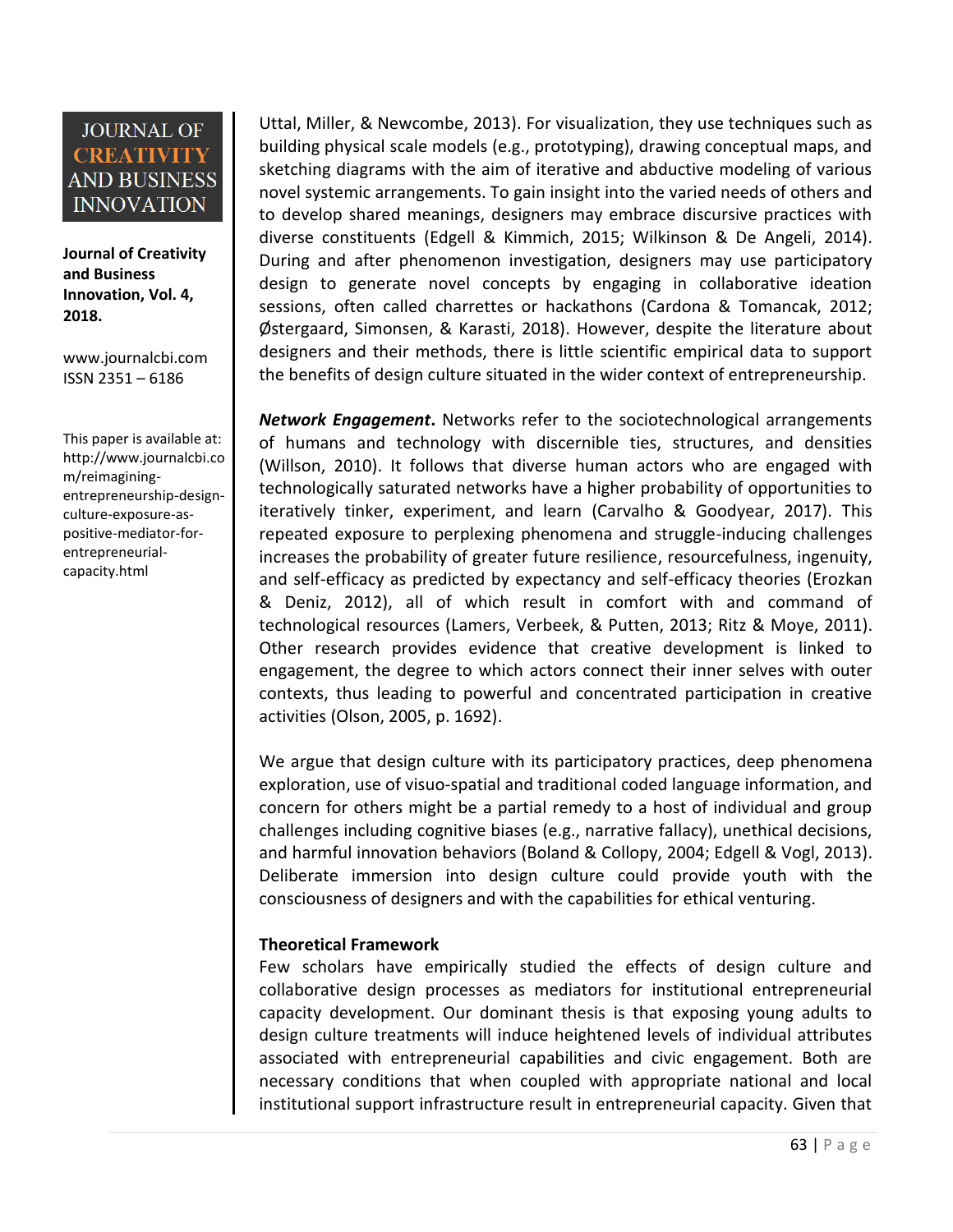Uttal, Miller, & Newcombe, 2013). For visualization, they use techniques such as building physical scale models (e.g., prototyping), drawing conceptual maps, and sketching diagrams with the aim of iterative and abductive modeling of various novel systemic arrangements. To gain insight into the varied needs of others and to develop shared meanings, designers may embrace discursive practices with diverse constituents (Edgell & Kimmich, 2015; Wilkinson & De Angeli, 2014). During and after phenomenon investigation, designers may use participatory design to generate novel concepts by engaging in collaborative ideation sessions, often called charrettes or hackathons (Cardona & Tomancak, 2012; Østergaard, Simonsen, & Karasti, 2018). However, despite the literature about designers and their methods, there is little scientific empirical data to support the benefits of design culture situated in the wider context of entrepreneurship.

***Network Engagement*.** Networks refer to the sociotechnological arrangements of humans and technology with discernible ties, structures, and densities (Willson, 2010). It follows that diverse human actors who are engaged with technologically saturated networks have a higher probability of opportunities to iteratively tinker, experiment, and learn (Carvalho & Goodyear, 2017). This repeated exposure to perplexing phenomena and struggle-inducing challenges increases the probability of greater future resilience, resourcefulness, ingenuity, and self-efficacy as predicted by expectancy and self-efficacy theories (Erozkan & Deniz, 2012), all of which result in comfort with and command of technological resources (Lamers, Verbeek, & Putten, 2013; Ritz & Moye, 2011). Other research provides evidence that creative development is linked to engagement, the degree to which actors connect their inner selves with outer contexts, thus leading to powerful and concentrated participation in creative activities (Olson, 2005, p. 1692).

We argue that design culture with its participatory practices, deep phenomena exploration, use of visuo-spatial and traditional coded language information, and concern for others might be a partial remedy to a host of individual and group challenges including cognitive biases (e.g., narrative fallacy), unethical decisions, and harmful innovation behaviors (Boland & Collopy, 2004; Edgell & Vogl, 2013). Deliberate immersion into design culture could provide youth with the consciousness of designers and with the capabilities for ethical venturing.

**Theoretical Framework**

Few scholars have empirically studied the effects of design culture and collaborative design processes as mediators for institutional entrepreneurial capacity development. Our dominant thesis is that exposing young adults to design culture treatments will induce heightened levels of individual attributes associated with entrepreneurial capabilities and civic engagement. Both are necessary conditions that when coupled with appropriate national and local institutional support infrastructure result in entrepreneurial capacity. Given that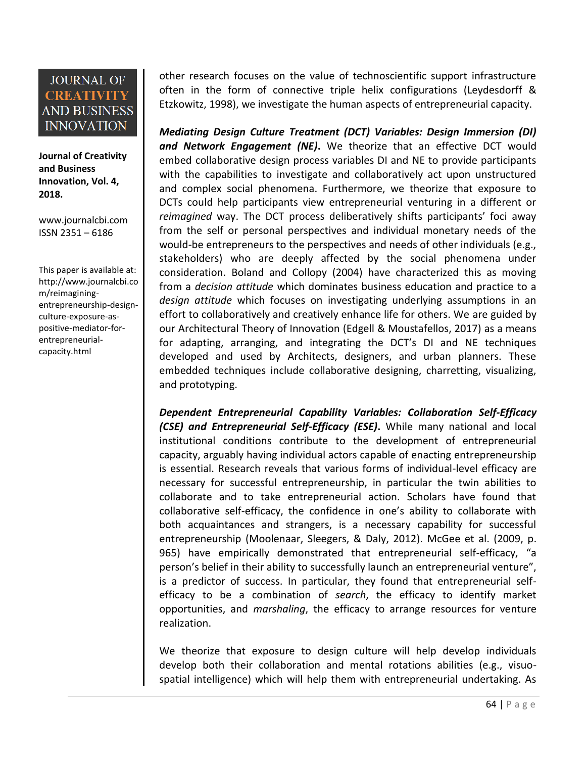other research focuses on the value of technoscientific support infrastructure often in the form of connective triple helix configurations (Leydesdorff & Etzkowitz, 1998), we investigate the human aspects of entrepreneurial capacity.

***Mediating Design Culture Treatment (DCT) Variables: Design Immersion (DI) and Network Engagement (NE).*** We theorize that an effective DCT would embed collaborative design process variables DI and NE to provide participants with the capabilities to investigate and collaboratively act upon unstructured and complex social phenomena. Furthermore, we theorize that exposure to DCTs could help participants view entrepreneurial venturing in a different or *reimagined* way. The DCT process deliberatively shifts participants' foci away from the self or personal perspectives and individual monetary needs of the would-be entrepreneurs to the perspectives and needs of other individuals (e.g., stakeholders) who are deeply affected by the social phenomena under consideration. Boland and Collopy (2004) have characterized this as moving from a *decision attitude* which dominates business education and practice to a *design attitude* which focuses on investigating underlying assumptions in an effort to collaboratively and creatively enhance life for others. We are guided by our Architectural Theory of Innovation (Edgell & Moustafellos, 2017) as a means for adapting, arranging, and integrating the DCT's DI and NE techniques developed and used by Architects, designers, and urban planners. These embedded techniques include collaborative designing, charretting, visualizing, and prototyping.

***Dependent Entrepreneurial Capability Variables: Collaboration Self-Efficacy (CSE) and Entrepreneurial Self-Efficacy (ESE).*** While many national and local institutional conditions contribute to the development of entrepreneurial capacity, arguably having individual actors capable of enacting entrepreneurship is essential. Research reveals that various forms of individual-level efficacy are necessary for successful entrepreneurship, in particular the twin abilities to collaborate and to take entrepreneurial action. Scholars have found that collaborative self-efficacy, the confidence in one's ability to collaborate with both acquaintances and strangers, is a necessary capability for successful entrepreneurship (Moolenaar, Sleegers, & Daly, 2012). McGee et al. (2009, p. 965) have empirically demonstrated that entrepreneurial self-efficacy, "a person's belief in their ability to successfully launch an entrepreneurial venture", is a predictor of success. In particular, they found that entrepreneurial self-efficacy to be a combination of *search*, the efficacy to identify market opportunities, and *marshaling*, the efficacy to arrange resources for venture realization.

We theorize that exposure to design culture will help develop individuals develop both their collaboration and mental rotations abilities (e.g., visuo-spatial intelligence) which will help them with entrepreneurial undertaking. As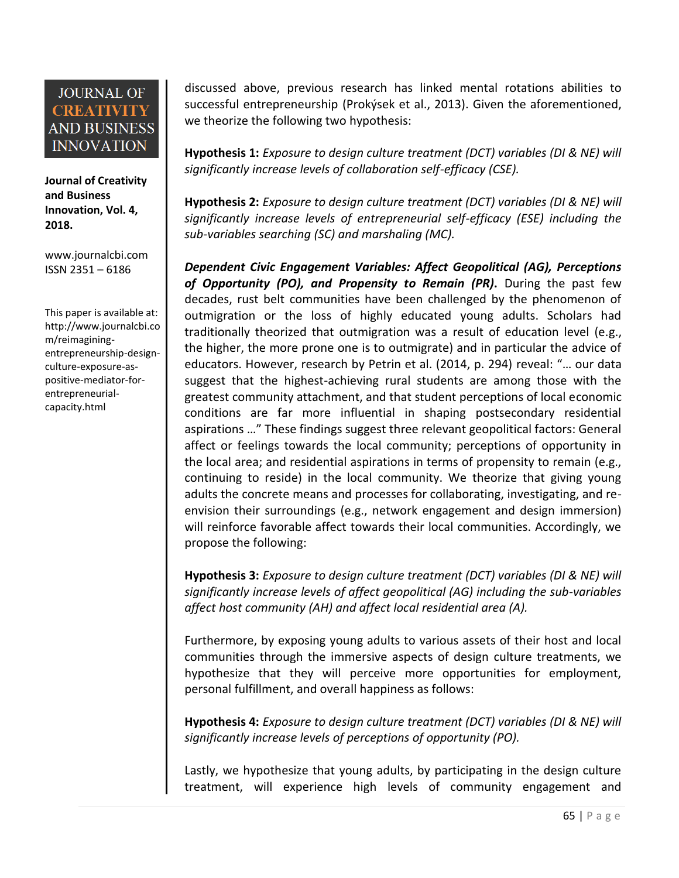discussed above, previous research has linked mental rotations abilities to successful entrepreneurship (Prokýsek et al., 2013). Given the aforementioned, we theorize the following two hypothesis:

**Hypothesis 1:** *Exposure to design culture treatment (DCT) variables (DI & NE) will significantly increase levels of collaboration self-efficacy (CSE).*

**Hypothesis 2:** *Exposure to design culture treatment (DCT) variables (DI & NE) will significantly increase levels of entrepreneurial self-efficacy (ESE) including the sub-variables searching (SC) and marshaling (MC).*

***Dependent Civic Engagement Variables: Affect Geopolitical (AG), Perceptions of Opportunity (PO), and Propensity to Remain (PR).*** During the past few decades, rust belt communities have been challenged by the phenomenon of outmigration or the loss of highly educated young adults. Scholars had traditionally theorized that outmigration was a result of education level (e.g., the higher, the more prone one is to outmigrate) and in particular the advice of educators. However, research by Petrin et al. (2014, p. 294) reveal: "… our data suggest that the highest-achieving rural students are among those with the greatest community attachment, and that student perceptions of local economic conditions are far more influential in shaping postsecondary residential aspirations …" These findings suggest three relevant geopolitical factors: General affect or feelings towards the local community; perceptions of opportunity in the local area; and residential aspirations in terms of propensity to remain (e.g., continuing to reside) in the local community. We theorize that giving young adults the concrete means and processes for collaborating, investigating, and re-envision their surroundings (e.g., network engagement and design immersion) will reinforce favorable affect towards their local communities. Accordingly, we propose the following:

**Hypothesis 3:** *Exposure to design culture treatment (DCT) variables (DI & NE) will significantly increase levels of affect geopolitical (AG) including the sub-variables affect host community (AH) and affect local residential area (A).*

Furthermore, by exposing young adults to various assets of their host and local communities through the immersive aspects of design culture treatments, we hypothesize that they will perceive more opportunities for employment, personal fulfillment, and overall happiness as follows:

**Hypothesis 4:** *Exposure to design culture treatment (DCT) variables (DI & NE) will significantly increase levels of perceptions of opportunity (PO).*

Lastly, we hypothesize that young adults, by participating in the design culture treatment, will experience high levels of community engagement and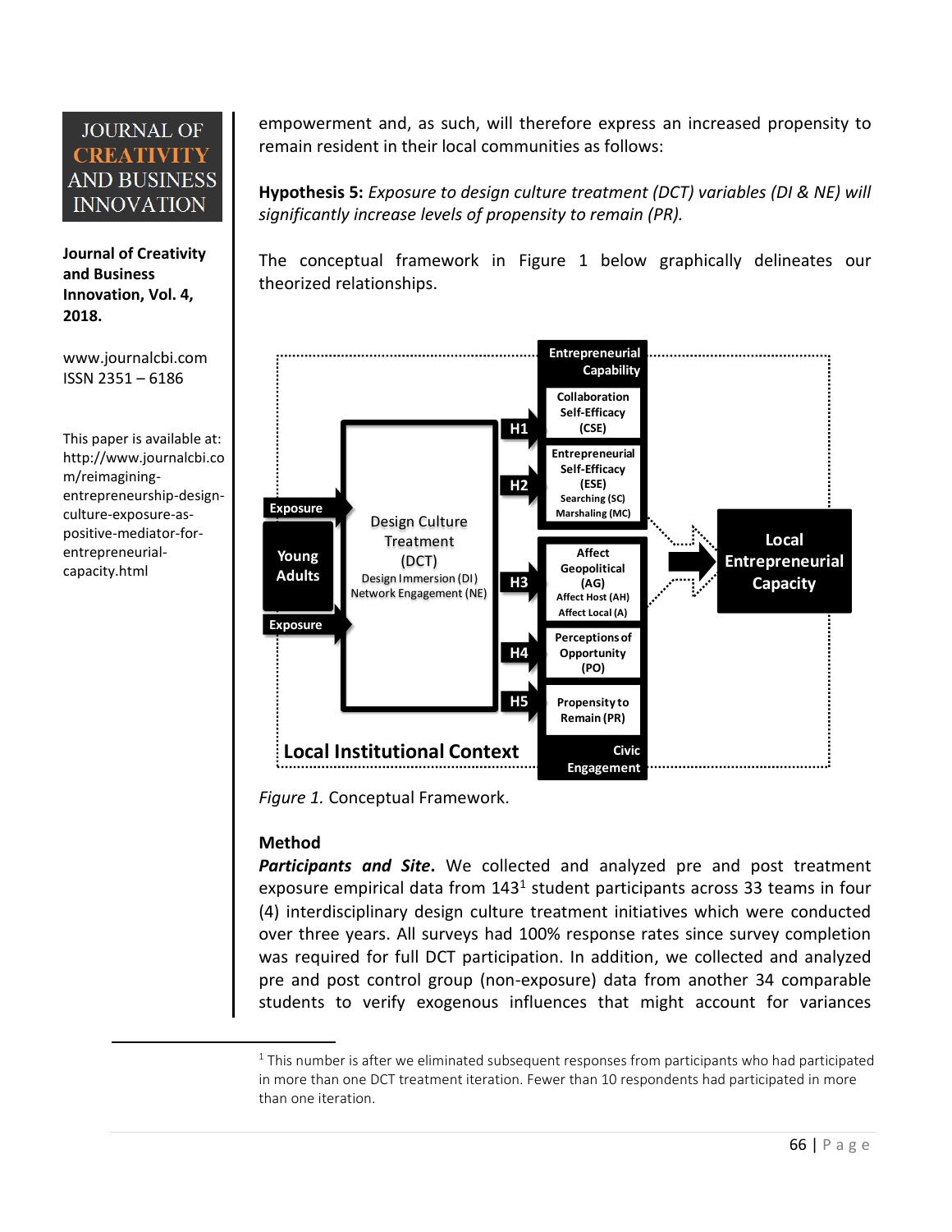empowerment and, as such, will therefore express an increased propensity to remain resident in their local communities as follows:

**Hypothesis 5:** *Exposure to design culture treatment (DCT) variables (DI & NE) will significantly increase levels of propensity to remain (PR).*

The conceptual framework in Figure 1 below graphically delineates our theorized relationships.

Entrepreneurial Capability

Collaboration Self-Efficacy (CSE)

Entrepreneurial Self-Efficacy (ESE) Searching (SC) Marshaling (MC)

Affect Geopolitical (AG) Affect Host (AH) Affect Local (A)

Perceptions of Opportunity (PO)

Propensity to Remain (PR)

Civic Engagement

Exposure

Young Adults

Exposure

Design Culture Treatment (DCT) Design Immersion (DI) Network Engagement (NE)

H1 H2 H3 H4 H5

Local Entrepreneurial Capacity

Local Institutional Context

*Figure 1.* Conceptual Framework.

### Method

***Participants and Site***. We collected and analyzed pre and post treatment exposure empirical data from 143[1] student participants across 33 teams in four (4) interdisciplinary design culture treatment initiatives which were conducted over three years. All surveys had 100% response rates since survey completion was required for full DCT participation. In addition, we collected and analyzed pre and post control group (non-exposure) data from another 34 comparable students to verify exogenous influences that might account for variances

[1] This number is after we eliminated subsequent responses from participants who had participated in more than one DCT treatment iteration. Fewer than 10 respondents had participated in more than one iteration.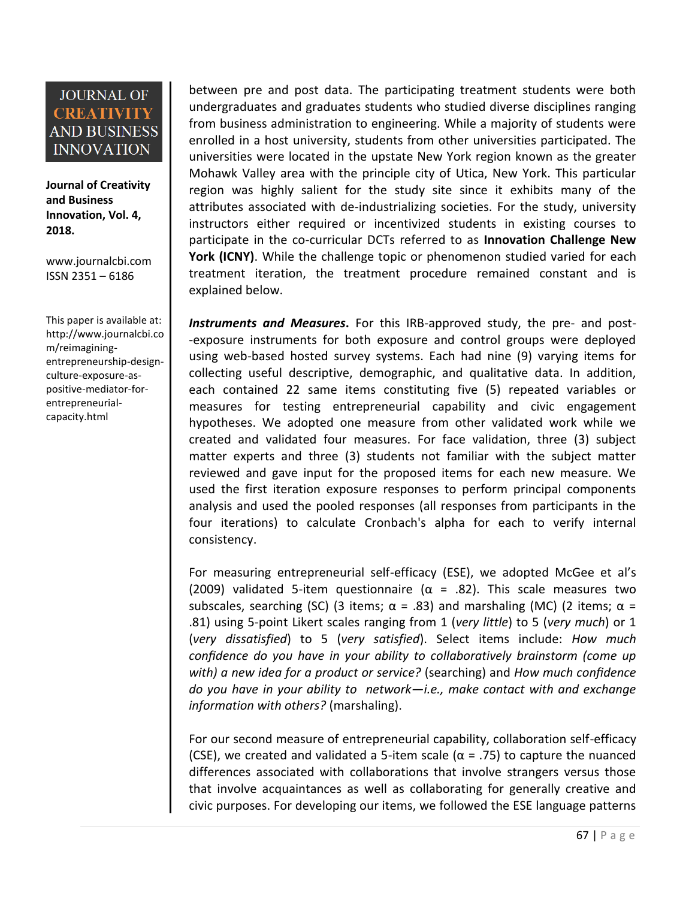between pre and post data. The participating treatment students were both undergraduates and graduates students who studied diverse disciplines ranging from business administration to engineering. While a majority of students were enrolled in a host university, students from other universities participated. The universities were located in the upstate New York region known as the greater Mohawk Valley area with the principle city of Utica, New York. This particular region was highly salient for the study site since it exhibits many of the attributes associated with de-industrializing societies. For the study, university instructors either required or incentivized students in existing courses to participate in the co-curricular DCTs referred to as **Innovation Challenge New York (ICNY)**. While the challenge topic or phenomenon studied varied for each treatment iteration, the treatment procedure remained constant and is explained below.

***Instruments and Measures*.** For this IRB-approved study, the pre- and post--exposure instruments for both exposure and control groups were deployed using web-based hosted survey systems. Each had nine (9) varying items for collecting useful descriptive, demographic, and qualitative data. In addition, each contained 22 same items constituting five (5) repeated variables or measures for testing entrepreneurial capability and civic engagement hypotheses. We adopted one measure from other validated work while we created and validated four measures. For face validation, three (3) subject matter experts and three (3) students not familiar with the subject matter reviewed and gave input for the proposed items for each new measure. We used the first iteration exposure responses to perform principal components analysis and used the pooled responses (all responses from participants in the four iterations) to calculate Cronbach's alpha for each to verify internal consistency.

For measuring entrepreneurial self-efficacy (ESE), we adopted McGee et al's (2009) validated 5-item questionnaire ($\alpha$ = .82). This scale measures two subscales, searching (SC) (3 items; $\alpha$ = .83) and marshaling (MC) (2 items; $\alpha$ = .81) using 5-point Likert scales ranging from 1 (*very little*) to 5 (*very much*) or 1 (*very dissatisfied*) to 5 (*very satisfied*). Select items include: *How much confidence do you have in your ability to collaboratively brainstorm (come up with) a new idea for a product or service?* (searching) and *How much confidence do you have in your ability to network—i.e., make contact with and exchange information with others?* (marshaling).

For our second measure of entrepreneurial capability, collaboration self-efficacy (CSE), we created and validated a 5-item scale ($\alpha$ = .75) to capture the nuanced differences associated with collaborations that involve strangers versus those that involve acquaintances as well as collaborating for generally creative and civic purposes. For developing our items, we followed the ESE language patterns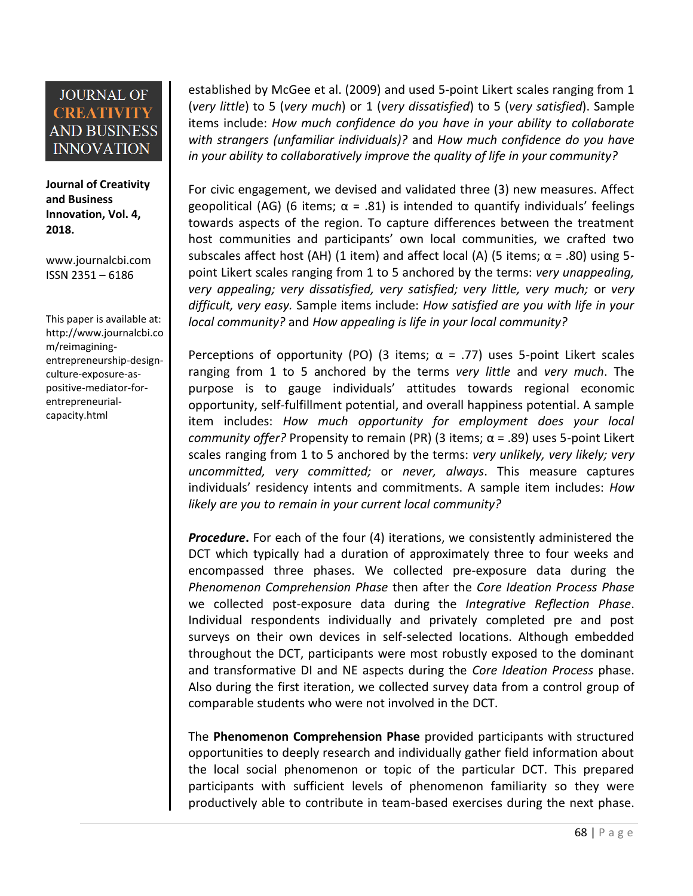established by McGee et al. (2009) and used 5-point Likert scales ranging from 1 (*very little*) to 5 (*very much*) or 1 (*very dissatisfied*) to 5 (*very satisfied*). Sample items include: *How much confidence do you have in your ability to collaborate with strangers (unfamiliar individuals)?* and *How much confidence do you have in your ability to collaboratively improve the quality of life in your community?*

For civic engagement, we devised and validated three (3) new measures. Affect geopolitical (AG) (6 items; $\alpha$ = .81) is intended to quantify individuals' feelings towards aspects of the region. To capture differences between the treatment host communities and participants' own local communities, we crafted two subscales affect host (AH) (1 item) and affect local (A) (5 items; $\alpha$ = .80) using 5-point Likert scales ranging from 1 to 5 anchored by the terms: *very unappealing, very appealing; very dissatisfied, very satisfied; very little, very much;* or *very difficult, very easy.* Sample items include: *How satisfied are you with life in your local community?* and *How appealing is life in your local community?*

Perceptions of opportunity (PO) (3 items; $\alpha$ = .77) uses 5-point Likert scales ranging from 1 to 5 anchored by the terms *very little* and *very much*. The purpose is to gauge individuals' attitudes towards regional economic opportunity, self-fulfillment potential, and overall happiness potential. A sample item includes: *How much opportunity for employment does your local community offer?* Propensity to remain (PR) (3 items; $\alpha$ = .89) uses 5-point Likert scales ranging from 1 to 5 anchored by the terms: *very unlikely, very likely; very uncommitted, very committed;* or *never, always*. This measure captures individuals' residency intents and commitments. A sample item includes: *How likely are you to remain in your current local community?*

***Procedure*.** For each of the four (4) iterations, we consistently administered the DCT which typically had a duration of approximately three to four weeks and encompassed three phases. We collected pre-exposure data during the *Phenomenon Comprehension Phase* then after the *Core Ideation Process Phase* we collected post-exposure data during the *Integrative Reflection Phase*. Individual respondents individually and privately completed pre and post surveys on their own devices in self-selected locations. Although embedded throughout the DCT, participants were most robustly exposed to the dominant and transformative DI and NE aspects during the *Core Ideation Process* phase. Also during the first iteration, we collected survey data from a control group of comparable students who were not involved in the DCT.

The **Phenomenon Comprehension Phase** provided participants with structured opportunities to deeply research and individually gather field information about the local social phenomenon or topic of the particular DCT. This prepared participants with sufficient levels of phenomenon familiarity so they were productively able to contribute in team-based exercises during the next phase.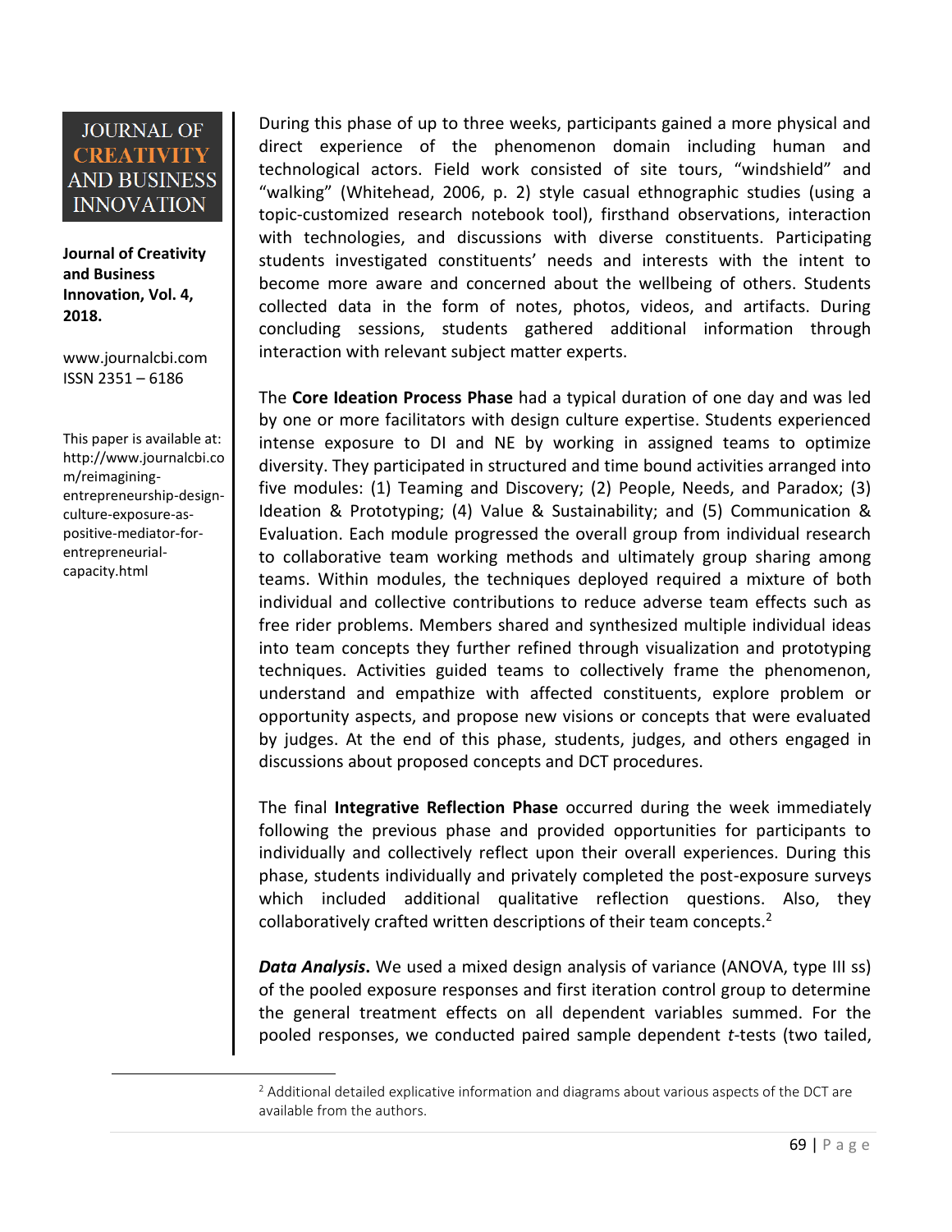During this phase of up to three weeks, participants gained a more physical and direct experience of the phenomenon domain including human and technological actors. Field work consisted of site tours, "windshield" and "walking" (Whitehead, 2006, p. 2) style casual ethnographic studies (using a topic-customized research notebook tool), firsthand observations, interaction with technologies, and discussions with diverse constituents. Participating students investigated constituents' needs and interests with the intent to become more aware and concerned about the wellbeing of others. Students collected data in the form of notes, photos, videos, and artifacts. During concluding sessions, students gathered additional information through interaction with relevant subject matter experts.

The **Core Ideation Process Phase** had a typical duration of one day and was led by one or more facilitators with design culture expertise. Students experienced intense exposure to DI and NE by working in assigned teams to optimize diversity. They participated in structured and time bound activities arranged into five modules: (1) Teaming and Discovery; (2) People, Needs, and Paradox; (3) Ideation & Prototyping; (4) Value & Sustainability; and (5) Communication & Evaluation. Each module progressed the overall group from individual research to collaborative team working methods and ultimately group sharing among teams. Within modules, the techniques deployed required a mixture of both individual and collective contributions to reduce adverse team effects such as free rider problems. Members shared and synthesized multiple individual ideas into team concepts they further refined through visualization and prototyping techniques. Activities guided teams to collectively frame the phenomenon, understand and empathize with affected constituents, explore problem or opportunity aspects, and propose new visions or concepts that were evaluated by judges. At the end of this phase, students, judges, and others engaged in discussions about proposed concepts and DCT procedures.

The final **Integrative Reflection Phase** occurred during the week immediately following the previous phase and provided opportunities for participants to individually and collectively reflect upon their overall experiences. During this phase, students individually and privately completed the post-exposure surveys which included additional qualitative reflection questions. Also, they collaboratively crafted written descriptions of their team concepts.[2]

***Data Analysis*****.** We used a mixed design analysis of variance (ANOVA, type III ss) of the pooled exposure responses and first iteration control group to determine the general treatment effects on all dependent variables summed. For the pooled responses, we conducted paired sample dependent *t*-tests (two tailed,

[2] Additional detailed explicative information and diagrams about various aspects of the DCT are available from the authors.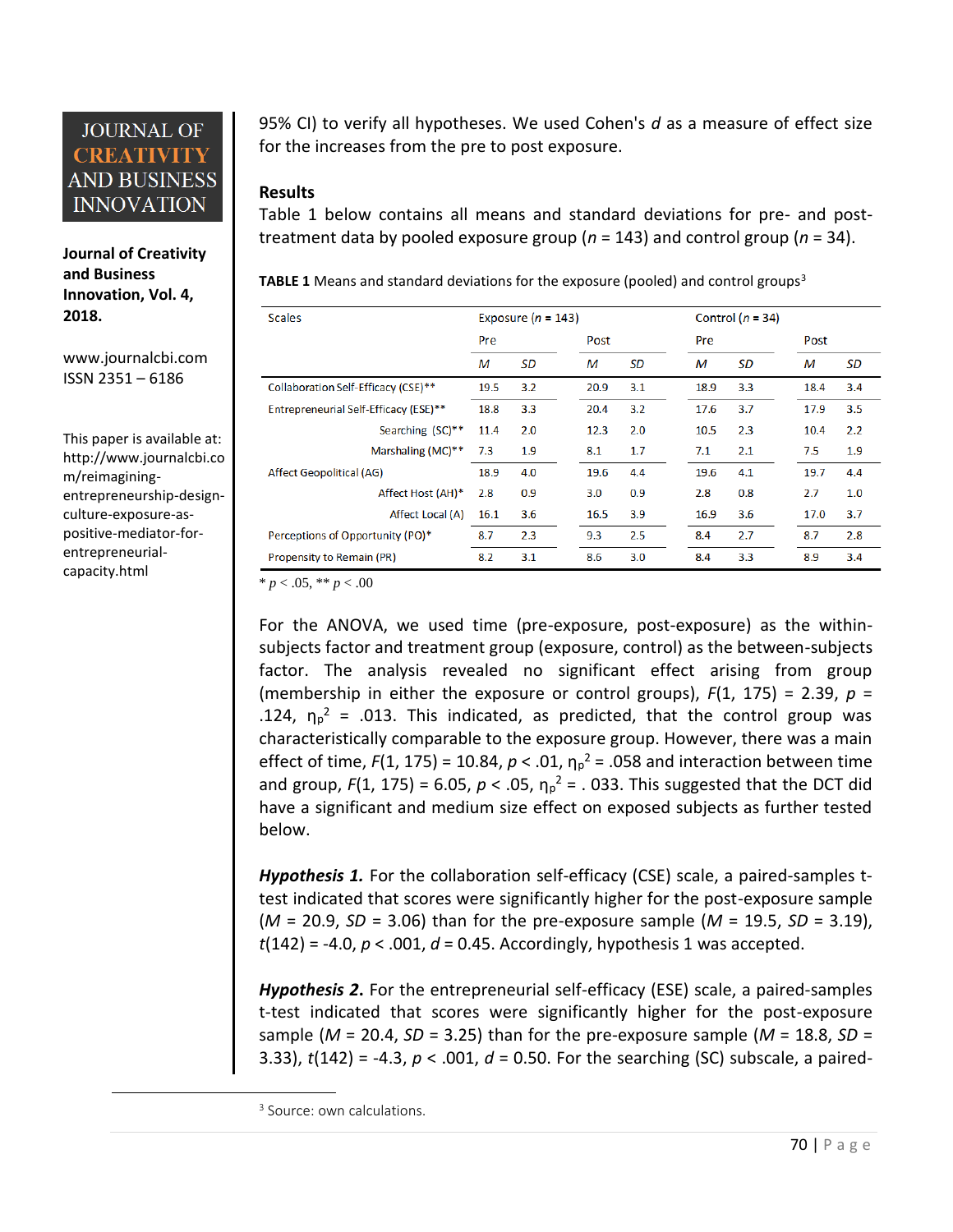95% CI) to verify all hypotheses. We used Cohen's *d* as a measure of effect size for the increases from the pre to post exposure.

## Results

Table 1 below contains all means and standard deviations for pre- and post-treatment data by pooled exposure group (*n* = 143) and control group (*n* = 34).

**TABLE 1** Means and standard deviations for the exposure (pooled) and control groups[3]

| Scales | Exposure (*n* = 143) | | | | Control (*n* = 34) | | | |
|---|---|---|---|---|---|---|---|---|
| | Pre | | Post | | Pre | | Post | |
| | *M* | *SD* | *M* | *SD* | *M* | *SD* | *M* | *SD* |
| Collaboration Self-Efficacy (CSE)** | 19.5 | 3.2 | 20.9 | 3.1 | 18.9 | 3.3 | 18.4 | 3.4 |
| Entrepreneurial Self-Efficacy (ESE)** | 18.8 | 3.3 | 20.4 | 3.2 | 17.6 | 3.7 | 17.9 | 3.5 |
| Searching (SC)** | 11.4 | 2.0 | 12.3 | 2.0 | 10.5 | 2.3 | 10.4 | 2.2 |
| Marshaling (MC)** | 7.3 | 1.9 | 8.1 | 1.7 | 7.1 | 2.1 | 7.5 | 1.9 |
| Affect Geopolitical (AG) | 18.9 | 4.0 | 19.6 | 4.4 | 19.6 | 4.1 | 19.7 | 4.4 |
| Affect Host (AH)* | 2.8 | 0.9 | 3.0 | 0.9 | 2.8 | 0.8 | 2.7 | 1.0 |
| Affect Local (A) | 16.1 | 3.6 | 16.5 | 3.9 | 16.9 | 3.6 | 17.0 | 3.7 |
| Perceptions of Opportunity (PO)* | 8.7 | 2.3 | 9.3 | 2.5 | 8.4 | 2.7 | 8.7 | 2.8 |
| Propensity to Remain (PR) | 8.2 | 3.1 | 8.6 | 3.0 | 8.4 | 3.3 | 8.9 | 3.4 |

* $p < .05$, ** $p < .00$

For the ANOVA, we used time (pre-exposure, post-exposure) as the within-subjects factor and treatment group (exposure, control) as the between-subjects factor. The analysis revealed no significant effect arising from group (membership in either the exposure or control groups), $F(1, 175) = 2.39$, $p = .124$, $\eta_p^2 = .013$. This indicated, as predicted, that the control group was characteristically comparable to the exposure group. However, there was a main effect of time, $F(1, 175) = 10.84$, $p < .01$, $\eta_p^2 = .058$ and interaction between time and group, $F(1, 175) = 6.05$, $p < .05$, $\eta_p^2 = .033$. This suggested that the DCT did have a significant and medium size effect on exposed subjects as further tested below.

***Hypothesis 1.*** For the collaboration self-efficacy (CSE) scale, a paired-samples t-test indicated that scores were significantly higher for the post-exposure sample (*M* = 20.9, *SD* = 3.06) than for the pre-exposure sample (*M* = 19.5, *SD* = 3.19), $t(142) = -4.0$, $p < .001$, $d = 0.45$. Accordingly, hypothesis 1 was accepted.

***Hypothesis 2.*** For the entrepreneurial self-efficacy (ESE) scale, a paired-samples t-test indicated that scores were significantly higher for the post-exposure sample (*M* = 20.4, *SD* = 3.25) than for the pre-exposure sample (*M* = 18.8, *SD* = 3.33), $t(142) = -4.3$, $p < .001$, $d = 0.50$. For the searching (SC) subscale, a paired-

[3] Source: own calculations.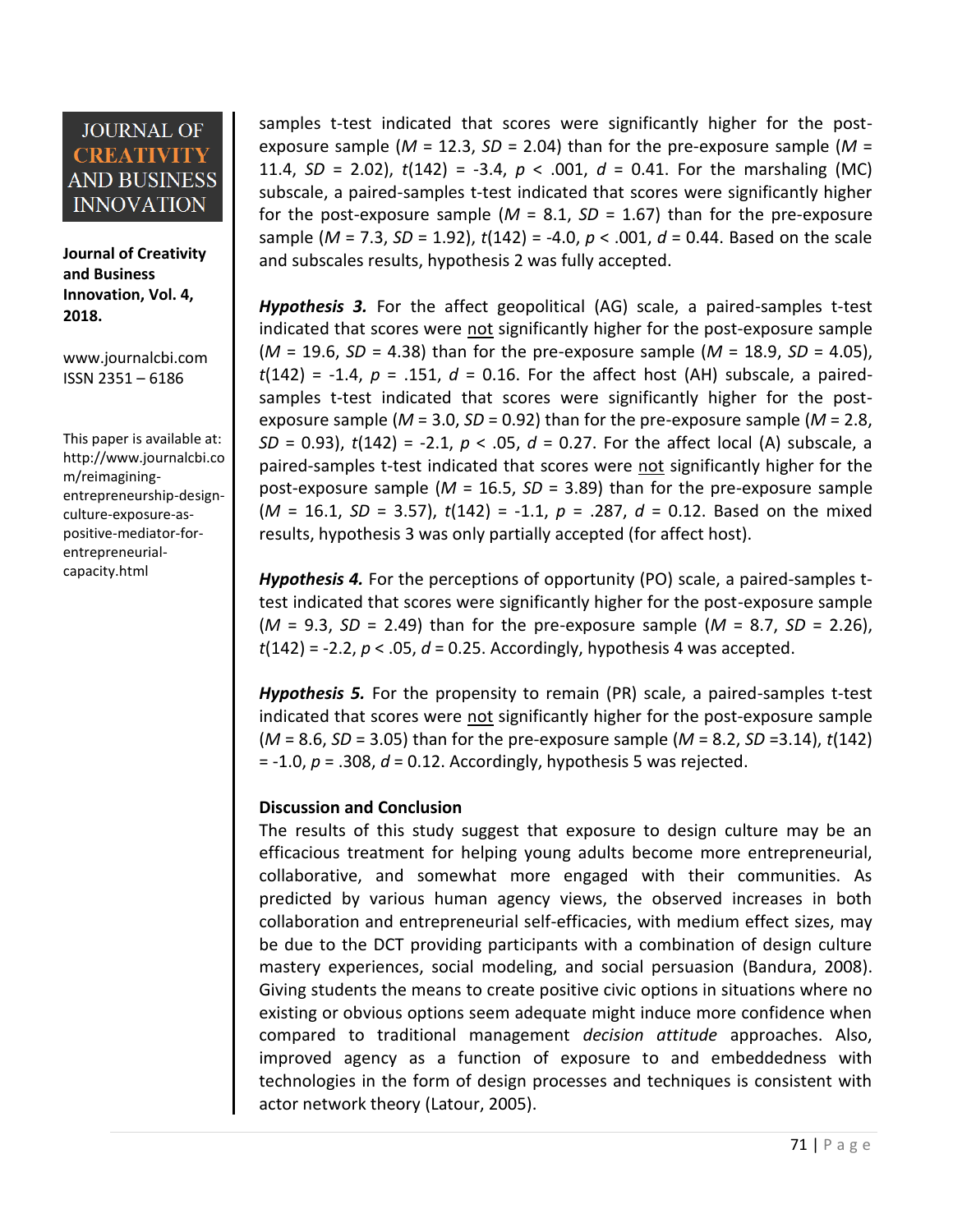samples t-test indicated that scores were significantly higher for the post-exposure sample ($M$ = 12.3, $SD$ = 2.04) than for the pre-exposure sample ($M$ = 11.4, $SD$ = 2.02), $t(142) = -3.4$, $p < .001$, $d$ = 0.41. For the marshaling (MC) subscale, a paired-samples t-test indicated that scores were significantly higher for the post-exposure sample ($M$ = 8.1, $SD$ = 1.67) than for the pre-exposure sample ($M$ = 7.3, $SD$ = 1.92), $t(142) = -4.0$, $p < .001$, $d$ = 0.44. Based on the scale and subscales results, hypothesis 2 was fully accepted.

***Hypothesis 3.*** For the affect geopolitical (AG) scale, a paired-samples t-test indicated that scores were not significantly higher for the post-exposure sample ($M$ = 19.6, $SD$ = 4.38) than for the pre-exposure sample ($M$ = 18.9, $SD$ = 4.05), $t(142) = -1.4$, $p = .151$, $d$ = 0.16. For the affect host (AH) subscale, a paired-samples t-test indicated that scores were significantly higher for the post-exposure sample ($M$ = 3.0, $SD$ = 0.92) than for the pre-exposure sample ($M$ = 2.8, $SD$ = 0.93), $t(142) = -2.1$, $p < .05$, $d$ = 0.27. For the affect local (A) subscale, a paired-samples t-test indicated that scores were not significantly higher for the post-exposure sample ($M$ = 16.5, $SD$ = 3.89) than for the pre-exposure sample ($M$ = 16.1, $SD$ = 3.57), $t(142) = -1.1$, $p = .287$, $d$ = 0.12. Based on the mixed results, hypothesis 3 was only partially accepted (for affect host).

***Hypothesis 4.*** For the perceptions of opportunity (PO) scale, a paired-samples t-test indicated that scores were significantly higher for the post-exposure sample ($M$ = 9.3, $SD$ = 2.49) than for the pre-exposure sample ($M$ = 8.7, $SD$ = 2.26), $t(142) = -2.2$, $p < .05$, $d$ = 0.25. Accordingly, hypothesis 4 was accepted.

***Hypothesis 5.*** For the propensity to remain (PR) scale, a paired-samples t-test indicated that scores were not significantly higher for the post-exposure sample ($M$ = 8.6, $SD$ = 3.05) than for the pre-exposure sample ($M$ = 8.2, $SD$ =3.14), $t(142) = -1.0$, $p = .308$, $d$ = 0.12. Accordingly, hypothesis 5 was rejected.

**Discussion and Conclusion**

The results of this study suggest that exposure to design culture may be an efficacious treatment for helping young adults become more entrepreneurial, collaborative, and somewhat more engaged with their communities. As predicted by various human agency views, the observed increases in both collaboration and entrepreneurial self-efficacies, with medium effect sizes, may be due to the DCT providing participants with a combination of design culture mastery experiences, social modeling, and social persuasion (Bandura, 2008). Giving students the means to create positive civic options in situations where no existing or obvious options seem adequate might induce more confidence when compared to traditional management *decision attitude* approaches. Also, improved agency as a function of exposure to and embeddedness with technologies in the form of design processes and techniques is consistent with actor network theory (Latour, 2005).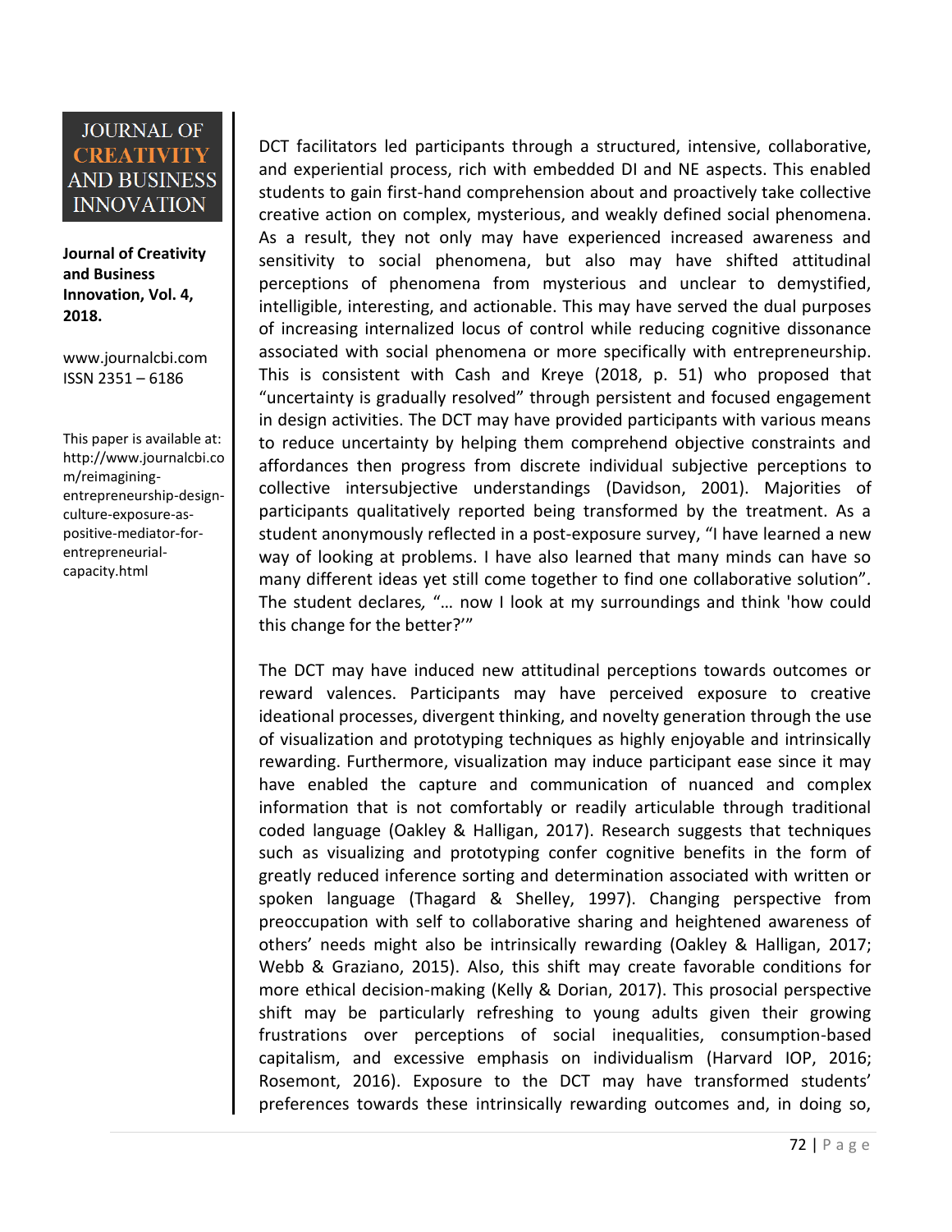DCT facilitators led participants through a structured, intensive, collaborative, and experiential process, rich with embedded DI and NE aspects. This enabled students to gain first-hand comprehension about and proactively take collective creative action on complex, mysterious, and weakly defined social phenomena. As a result, they not only may have experienced increased awareness and sensitivity to social phenomena, but also may have shifted attitudinal perceptions of phenomena from mysterious and unclear to demystified, intelligible, interesting, and actionable. This may have served the dual purposes of increasing internalized locus of control while reducing cognitive dissonance associated with social phenomena or more specifically with entrepreneurship. This is consistent with Cash and Kreye (2018, p. 51) who proposed that "uncertainty is gradually resolved" through persistent and focused engagement in design activities. The DCT may have provided participants with various means to reduce uncertainty by helping them comprehend objective constraints and affordances then progress from discrete individual subjective perceptions to collective intersubjective understandings (Davidson, 2001). Majorities of participants qualitatively reported being transformed by the treatment. As a student anonymously reflected in a post-exposure survey, "I have learned a new way of looking at problems. I have also learned that many minds can have so many different ideas yet still come together to find one collaborative solution". The student declares, "… now I look at my surroundings and think 'how could this change for the better?'"

The DCT may have induced new attitudinal perceptions towards outcomes or reward valences. Participants may have perceived exposure to creative ideational processes, divergent thinking, and novelty generation through the use of visualization and prototyping techniques as highly enjoyable and intrinsically rewarding. Furthermore, visualization may induce participant ease since it may have enabled the capture and communication of nuanced and complex information that is not comfortably or readily articulable through traditional coded language (Oakley & Halligan, 2017). Research suggests that techniques such as visualizing and prototyping confer cognitive benefits in the form of greatly reduced inference sorting and determination associated with written or spoken language (Thagard & Shelley, 1997). Changing perspective from preoccupation with self to collaborative sharing and heightened awareness of others' needs might also be intrinsically rewarding (Oakley & Halligan, 2017; Webb & Graziano, 2015). Also, this shift may create favorable conditions for more ethical decision-making (Kelly & Dorian, 2017). This prosocial perspective shift may be particularly refreshing to young adults given their growing frustrations over perceptions of social inequalities, consumption-based capitalism, and excessive emphasis on individualism (Harvard IOP, 2016; Rosemont, 2016). Exposure to the DCT may have transformed students' preferences towards these intrinsically rewarding outcomes and, in doing so,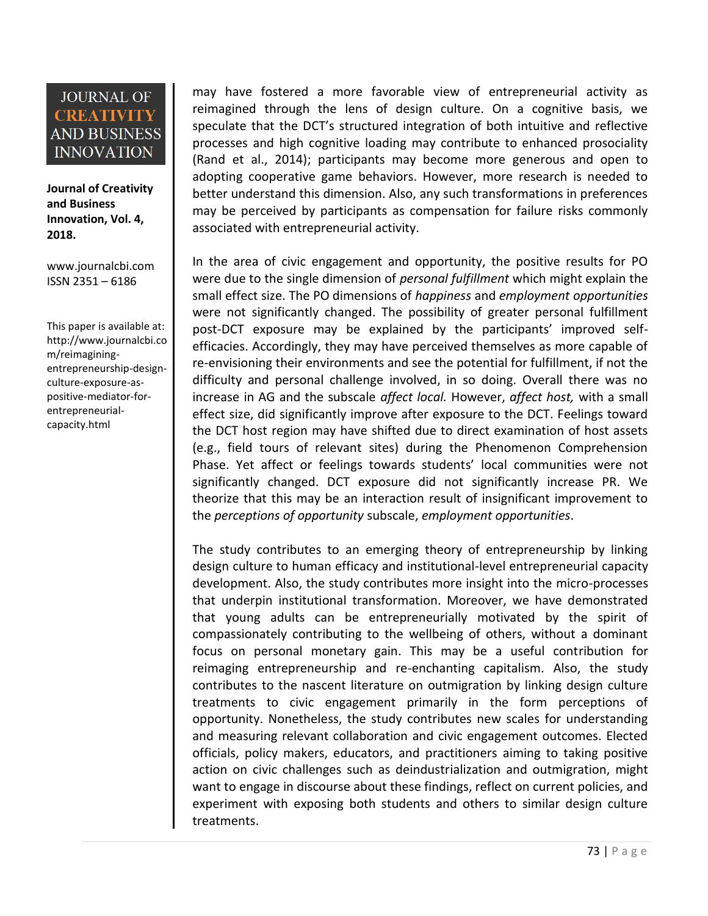may have fostered a more favorable view of entrepreneurial activity as reimagined through the lens of design culture. On a cognitive basis, we speculate that the DCT's structured integration of both intuitive and reflective processes and high cognitive loading may contribute to enhanced prosociality (Rand et al., 2014); participants may become more generous and open to adopting cooperative game behaviors. However, more research is needed to better understand this dimension. Also, any such transformations in preferences may be perceived by participants as compensation for failure risks commonly associated with entrepreneurial activity.

In the area of civic engagement and opportunity, the positive results for PO were due to the single dimension of *personal fulfillment* which might explain the small effect size. The PO dimensions of *happiness* and *employment opportunities* were not significantly changed. The possibility of greater personal fulfillment post-DCT exposure may be explained by the participants' improved self-efficacies. Accordingly, they may have perceived themselves as more capable of re-envisioning their environments and see the potential for fulfillment, if not the difficulty and personal challenge involved, in so doing. Overall there was no increase in AG and the subscale *affect local.* However, *affect host,* with a small effect size, did significantly improve after exposure to the DCT. Feelings toward the DCT host region may have shifted due to direct examination of host assets (e.g., field tours of relevant sites) during the Phenomenon Comprehension Phase. Yet affect or feelings towards students' local communities were not significantly changed. DCT exposure did not significantly increase PR. We theorize that this may be an interaction result of insignificant improvement to the *perceptions of opportunity* subscale, *employment opportunities*.

The study contributes to an emerging theory of entrepreneurship by linking design culture to human efficacy and institutional-level entrepreneurial capacity development. Also, the study contributes more insight into the micro-processes that underpin institutional transformation. Moreover, we have demonstrated that young adults can be entrepreneurially motivated by the spirit of compassionately contributing to the wellbeing of others, without a dominant focus on personal monetary gain. This may be a useful contribution for reimaging entrepreneurship and re-enchanting capitalism. Also, the study contributes to the nascent literature on outmigration by linking design culture treatments to civic engagement primarily in the form perceptions of opportunity. Nonetheless, the study contributes new scales for understanding and measuring relevant collaboration and civic engagement outcomes. Elected officials, policy makers, educators, and practitioners aiming to taking positive action on civic challenges such as deindustrialization and outmigration, might want to engage in discourse about these findings, reflect on current policies, and experiment with exposing both students and others to similar design culture treatments.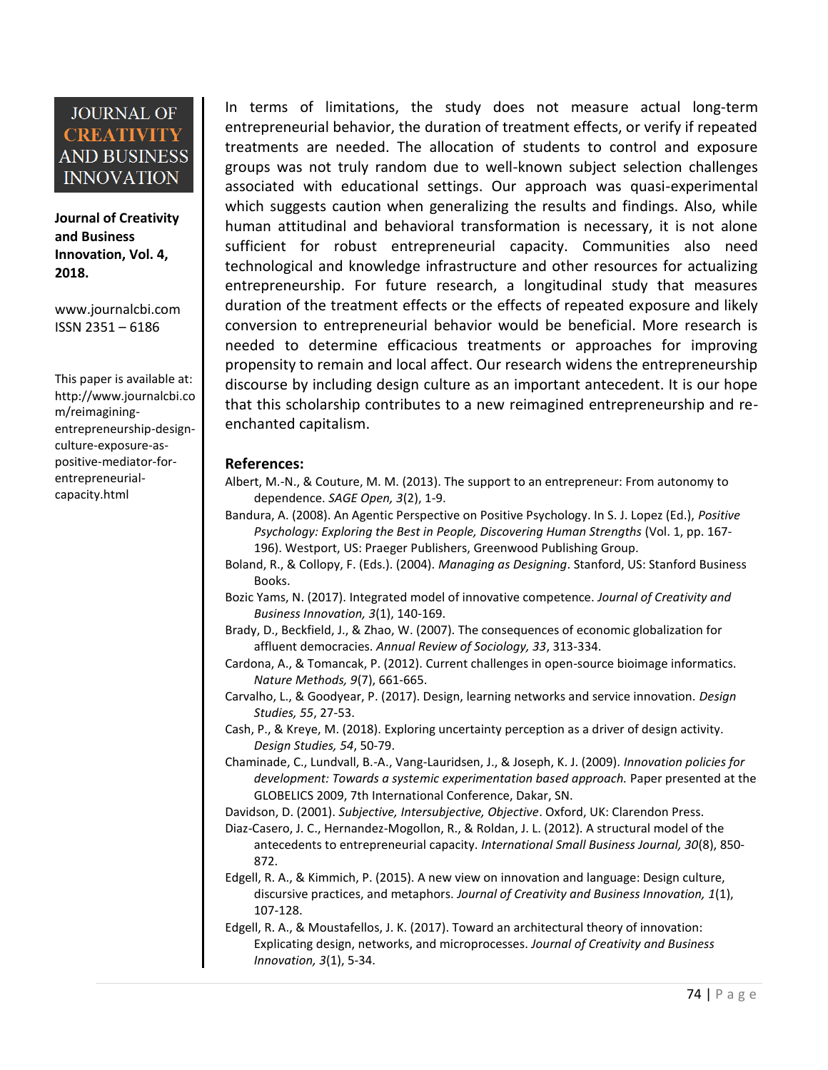In terms of limitations, the study does not measure actual long-term entrepreneurial behavior, the duration of treatment effects, or verify if repeated treatments are needed. The allocation of students to control and exposure groups was not truly random due to well-known subject selection challenges associated with educational settings. Our approach was quasi-experimental which suggests caution when generalizing the results and findings. Also, while human attitudinal and behavioral transformation is necessary, it is not alone sufficient for robust entrepreneurial capacity. Communities also need technological and knowledge infrastructure and other resources for actualizing entrepreneurship. For future research, a longitudinal study that measures duration of the treatment effects or the effects of repeated exposure and likely conversion to entrepreneurial behavior would be beneficial. More research is needed to determine efficacious treatments or approaches for improving propensity to remain and local affect. Our research widens the entrepreneurship discourse by including design culture as an important antecedent. It is our hope that this scholarship contributes to a new reimagined entrepreneurship and re-enchanted capitalism.

## References:

Albert, M.-N., & Couture, M. M. (2013). The support to an entrepreneur: From autonomy to dependence. *SAGE Open, 3*(2), 1-9.

Bandura, A. (2008). An Agentic Perspective on Positive Psychology. In S. J. Lopez (Ed.), *Positive Psychology: Exploring the Best in People, Discovering Human Strengths* (Vol. 1, pp. 167-196). Westport, US: Praeger Publishers, Greenwood Publishing Group.

Boland, R., & Collopy, F. (Eds.). (2004). *Managing as Designing*. Stanford, US: Stanford Business Books.

Bozic Yams, N. (2017). Integrated model of innovative competence. *Journal of Creativity and Business Innovation, 3*(1), 140-169.

Brady, D., Beckfield, J., & Zhao, W. (2007). The consequences of economic globalization for affluent democracies. *Annual Review of Sociology, 33*, 313-334.

Cardona, A., & Tomancak, P. (2012). Current challenges in open-source bioimage informatics. *Nature Methods, 9*(7), 661-665.

Carvalho, L., & Goodyear, P. (2017). Design, learning networks and service innovation. *Design Studies, 55*, 27-53.

Cash, P., & Kreye, M. (2018). Exploring uncertainty perception as a driver of design activity. *Design Studies, 54*, 50-79.

Chaminade, C., Lundvall, B.-A., Vang-Lauridsen, J., & Joseph, K. J. (2009). *Innovation policies for development: Towards a systemic experimentation based approach.* Paper presented at the GLOBELICS 2009, 7th International Conference, Dakar, SN.

Davidson, D. (2001). *Subjective, Intersubjective, Objective*. Oxford, UK: Clarendon Press.

Diaz-Casero, J. C., Hernandez-Mogollon, R., & Roldan, J. L. (2012). A structural model of the antecedents to entrepreneurial capacity. *International Small Business Journal, 30*(8), 850-872.

Edgell, R. A., & Kimmich, P. (2015). A new view on innovation and language: Design culture, discursive practices, and metaphors. *Journal of Creativity and Business Innovation, 1*(1), 107-128.

Edgell, R. A., & Moustafellos, J. K. (2017). Toward an architectural theory of innovation: Explicating design, networks, and microprocesses. *Journal of Creativity and Business Innovation, 3*(1), 5-34.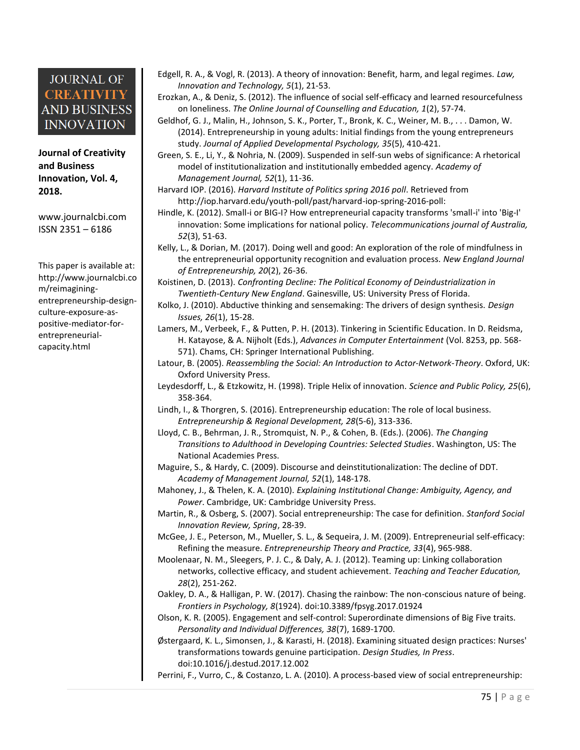Edgell, R. A., & Vogl, R. (2013). A theory of innovation: Benefit, harm, and legal regimes. *Law, Innovation and Technology, 5*(1), 21-53.

Erozkan, A., & Deniz, S. (2012). The influence of social self-efficacy and learned resourcefulness on loneliness. *The Online Journal of Counselling and Education, 1*(2), 57-74.

Geldhof, G. J., Malin, H., Johnson, S. K., Porter, T., Bronk, K. C., Weiner, M. B., . . . Damon, W. (2014). Entrepreneurship in young adults: Initial findings from the young entrepreneurs study. *Journal of Applied Developmental Psychology, 35*(5), 410-421.

Green, S. E., Li, Y., & Nohria, N. (2009). Suspended in self-sun webs of significance: A rhetorical model of institutionalization and institutionally embedded agency. *Academy of Management Journal, 52*(1), 11-36.

Harvard IOP. (2016). *Harvard Institute of Politics spring 2016 poll*. Retrieved from http://iop.harvard.edu/youth-poll/past/harvard-iop-spring-2016-poll:

Hindle, K. (2012). Small-i or BIG-I? How entrepreneurial capacity transforms 'small-i' into 'Big-I' innovation: Some implications for national policy. *Telecommunications journal of Australia, 52*(3), 51-63.

Kelly, L., & Dorian, M. (2017). Doing well and good: An exploration of the role of mindfulness in the entrepreneurial opportunity recognition and evaluation process. *New England Journal of Entrepreneurship, 20*(2), 26-36.

Koistinen, D. (2013). *Confronting Decline: The Political Economy of Deindustrialization in Twentieth-Century New England*. Gainesville, US: University Press of Florida.

Kolko, J. (2010). Abductive thinking and sensemaking: The drivers of design synthesis. *Design Issues, 26*(1), 15-28.

Lamers, M., Verbeek, F., & Putten, P. H. (2013). Tinkering in Scientific Education. In D. Reidsma, H. Katayose, & A. Nijholt (Eds.), *Advances in Computer Entertainment* (Vol. 8253, pp. 568-571). Chams, CH: Springer International Publishing.

Latour, B. (2005). *Reassembling the Social: An Introduction to Actor-Network-Theory*. Oxford, UK: Oxford University Press.

Leydesdorff, L., & Etzkowitz, H. (1998). Triple Helix of innovation. *Science and Public Policy, 25*(6), 358-364.

Lindh, I., & Thorgren, S. (2016). Entrepreneurship education: The role of local business. *Entrepreneurship & Regional Development, 28*(5-6), 313-336.

Lloyd, C. B., Behrman, J. R., Stromquist, N. P., & Cohen, B. (Eds.). (2006). *The Changing Transitions to Adulthood in Developing Countries: Selected Studies*. Washington, US: The National Academies Press.

Maguire, S., & Hardy, C. (2009). Discourse and deinstitutionalization: The decline of DDT. *Academy of Management Journal, 52*(1), 148-178.

Mahoney, J., & Thelen, K. A. (2010). *Explaining Institutional Change: Ambiguity, Agency, and Power*. Cambridge, UK: Cambridge University Press.

Martin, R., & Osberg, S. (2007). Social entrepreneurship: The case for definition. *Stanford Social Innovation Review, Spring*, 28-39.

McGee, J. E., Peterson, M., Mueller, S. L., & Sequeira, J. M. (2009). Entrepreneurial self-efficacy: Refining the measure. *Entrepreneurship Theory and Practice, 33*(4), 965-988.

Moolenaar, N. M., Sleegers, P. J. C., & Daly, A. J. (2012). Teaming up: Linking collaboration networks, collective efficacy, and student achievement. *Teaching and Teacher Education, 28*(2), 251-262.

Oakley, D. A., & Halligan, P. W. (2017). Chasing the rainbow: The non-conscious nature of being. *Frontiers in Psychology, 8*(1924). doi:10.3389/fpsyg.2017.01924

Olson, K. R. (2005). Engagement and self-control: Superordinate dimensions of Big Five traits. *Personality and Individual Differences, 38*(7), 1689-1700.

Østergaard, K. L., Simonsen, J., & Karasti, H. (2018). Examining situated design practices: Nurses' transformations towards genuine participation. *Design Studies, In Press*. doi:10.1016/j.destud.2017.12.002

Perrini, F., Vurro, C., & Costanzo, L. A. (2010). A process-based view of social entrepreneurship: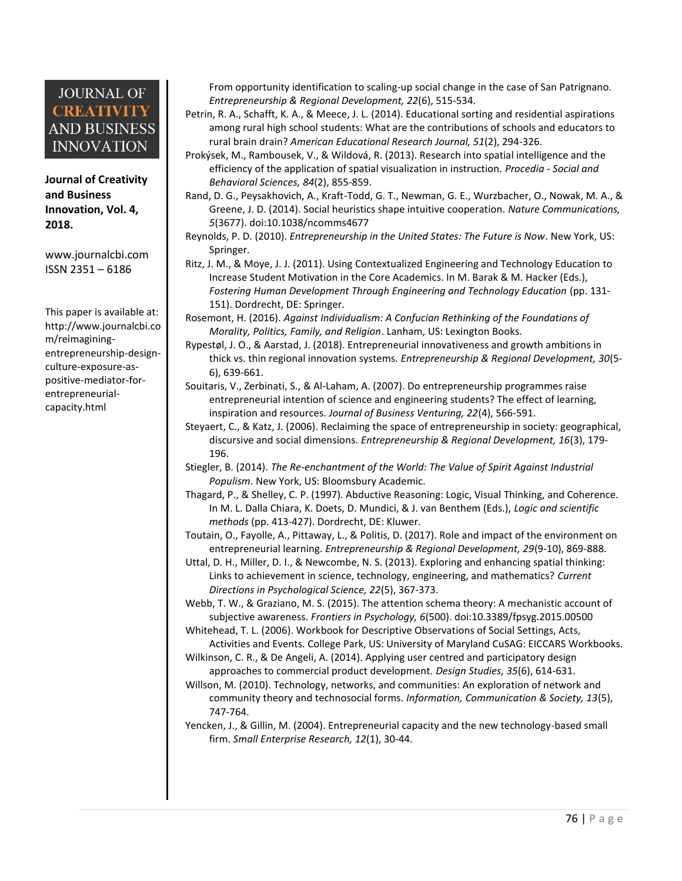From opportunity identification to scaling-up social change in the case of San Patrignano. *Entrepreneurship & Regional Development, 22*(6), 515-534.

Petrin, R. A., Schafft, K. A., & Meece, J. L. (2014). Educational sorting and residential aspirations among rural high school students: What are the contributions of schools and educators to rural brain drain? *American Educational Research Journal, 51*(2), 294-326.

Prokýsek, M., Rambousek, V., & Wildová, R. (2013). Research into spatial intelligence and the efficiency of the application of spatial visualization in instruction. *Procedia - Social and Behavioral Sciences, 84*(2), 855-859.

Rand, D. G., Peysakhovich, A., Kraft-Todd, G. T., Newman, G. E., Wurzbacher, O., Nowak, M. A., & Greene, J. D. (2014). Social heuristics shape intuitive cooperation. *Nature Communications, 5*(3677). doi:10.1038/ncomms4677

Reynolds, P. D. (2010). *Entrepreneurship in the United States: The Future is Now*. New York, US: Springer.

Ritz, J. M., & Moye, J. J. (2011). Using Contextualized Engineering and Technology Education to Increase Student Motivation in the Core Academics. In M. Barak & M. Hacker (Eds.), *Fostering Human Development Through Engineering and Technology Education* (pp. 131-151). Dordrecht, DE: Springer.

Rosemont, H. (2016). *Against Individualism: A Confucian Rethinking of the Foundations of Morality, Politics, Family, and Religion*. Lanham, US: Lexington Books.

Rypestøl, J. O., & Aarstad, J. (2018). Entrepreneurial innovativeness and growth ambitions in thick vs. thin regional innovation systems. *Entrepreneurship & Regional Development, 30*(5-6), 639-661.

Souitaris, V., Zerbinati, S., & Al-Laham, A. (2007). Do entrepreneurship programmes raise entrepreneurial intention of science and engineering students? The effect of learning, inspiration and resources. *Journal of Business Venturing, 22*(4), 566-591.

Steyaert, C., & Katz, J. (2006). Reclaiming the space of entrepreneurship in society: geographical, discursive and social dimensions. *Entrepreneurship & Regional Development, 16*(3), 179-196.

Stiegler, B. (2014). *The Re-enchantment of the World: The Value of Spirit Against Industrial Populism*. New York, US: Bloomsbury Academic.

Thagard, P., & Shelley, C. P. (1997). Abductive Reasoning: Logic, Visual Thinking, and Coherence. In M. L. Dalla Chiara, K. Doets, D. Mundici, & J. van Benthem (Eds.), *Logic and scientific methods* (pp. 413-427). Dordrecht, DE: Kluwer.

Toutain, O., Fayolle, A., Pittaway, L., & Politis, D. (2017). Role and impact of the environment on entrepreneurial learning. *Entrepreneurship & Regional Development, 29*(9-10), 869-888.

Uttal, D. H., Miller, D. I., & Newcombe, N. S. (2013). Exploring and enhancing spatial thinking: Links to achievement in science, technology, engineering, and mathematics? *Current Directions in Psychological Science, 22*(5), 367-373.

Webb, T. W., & Graziano, M. S. (2015). The attention schema theory: A mechanistic account of subjective awareness. *Frontiers in Psychology, 6*(500). doi:10.3389/fpsyg.2015.00500

Whitehead, T. L. (2006). Workbook for Descriptive Observations of Social Settings, Acts, Activities and Events. College Park, US: University of Maryland CuSAG: EICCARS Workbooks.

Wilkinson, C. R., & De Angeli, A. (2014). Applying user centred and participatory design approaches to commercial product development. *Design Studies, 35*(6), 614-631.

Willson, M. (2010). Technology, networks, and communities: An exploration of network and community theory and technosocial forms. *Information, Communication & Society, 13*(5), 747-764.

Yencken, J., & Gillin, M. (2004). Entrepreneurial capacity and the new technology-based small firm. *Small Enterprise Research, 12*(1), 30-44.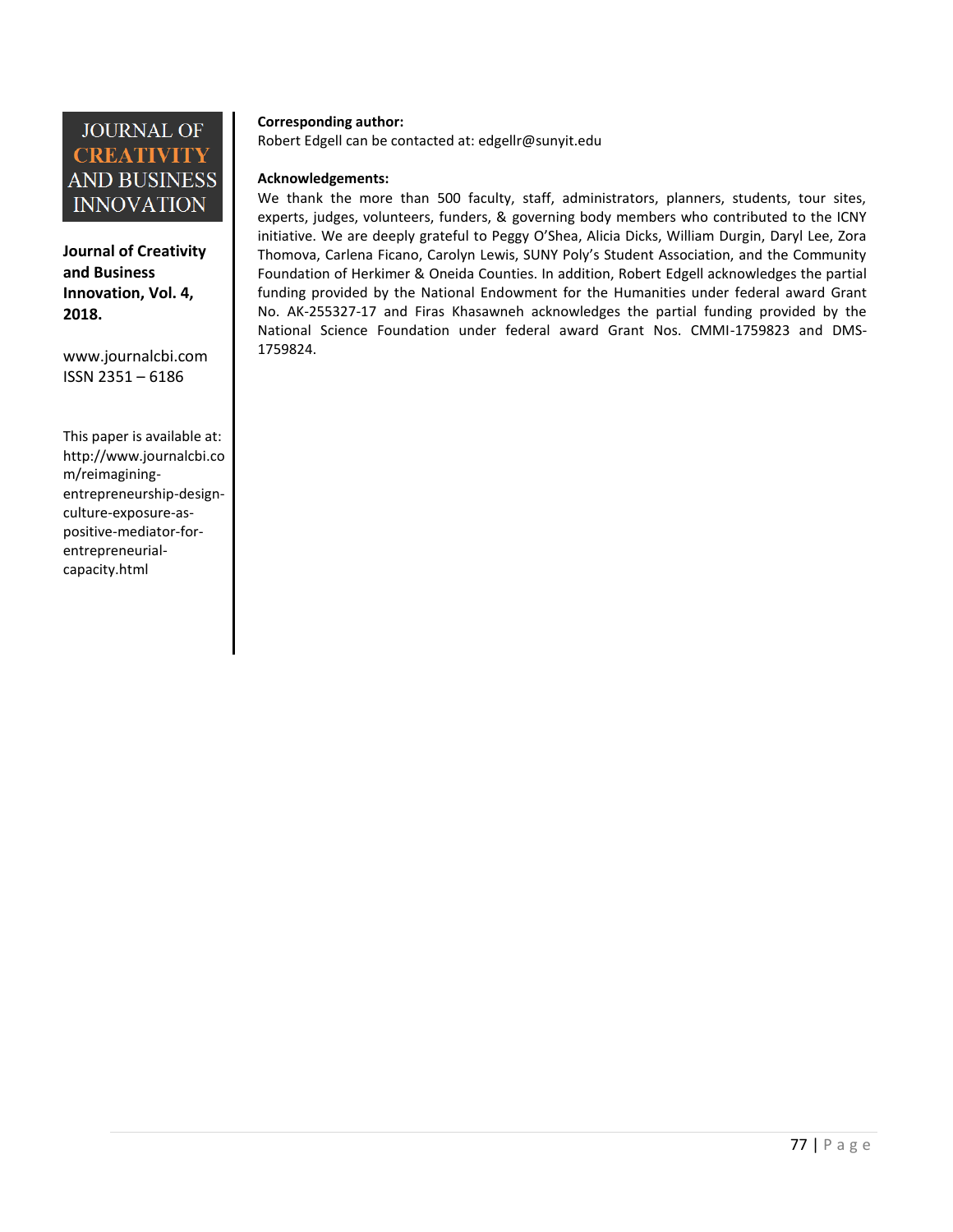**Corresponding author:**
Robert Edgell can be contacted at: edgellr@sunyit.edu

**Acknowledgements:**
We thank the more than 500 faculty, staff, administrators, planners, students, tour sites, experts, judges, volunteers, funders, & governing body members who contributed to the ICNY initiative. We are deeply grateful to Peggy O'Shea, Alicia Dicks, William Durgin, Daryl Lee, Zora Thomova, Carlena Ficano, Carolyn Lewis, SUNY Poly's Student Association, and the Community Foundation of Herkimer & Oneida Counties. In addition, Robert Edgell acknowledges the partial funding provided by the National Endowment for the Humanities under federal award Grant No. AK-255327-17 and Firas Khasawneh acknowledges the partial funding provided by the National Science Foundation under federal award Grant Nos. CMMI-1759823 and DMS-1759824.